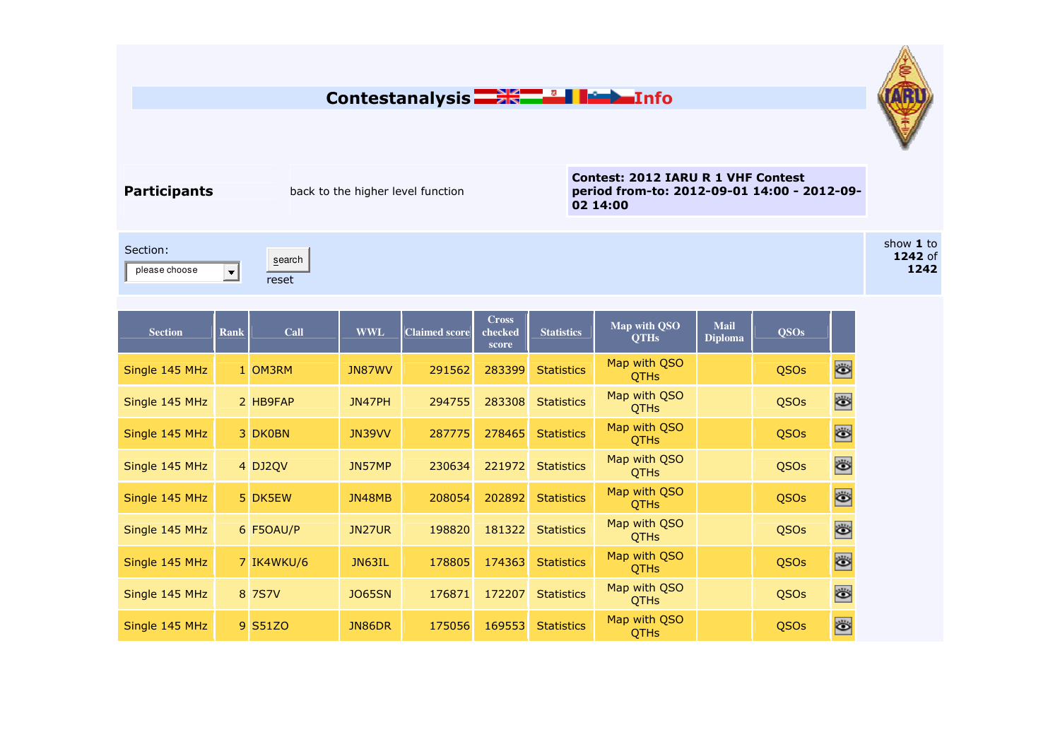# Contestanalysis Info

**Participants**

back to the higher level function

**Contest: 2012 IARU R 1 VHF Contest**
**period from-to: 2012-09-01 14:00 - 2012-09-02 14:00**

Section:

please choose

search

reset

show **1** to **1242** of **1242**

| Section | Rank | Call | WWL | Claimed score | Cross checked score | Statistics | Map with QSO QTHs | Mail Diploma | QSOs | |
|---|---|---|---|---|---|---|---|---|---|---|
| Single 145 MHz | 1 | OM3RM | JN87WV | 291562 | 283399 | Statistics | Map with QSO QTHs | | QSOs | |
| Single 145 MHz | 2 | HB9FAP | JN47PH | 294755 | 283308 | Statistics | Map with QSO QTHs | | QSOs | |
| Single 145 MHz | 3 | DK0BN | JN39VV | 287775 | 278465 | Statistics | Map with QSO QTHs | | QSOs | |
| Single 145 MHz | 4 | DJ2QV | JN57MP | 230634 | 221972 | Statistics | Map with QSO QTHs | | QSOs | |
| Single 145 MHz | 5 | DK5EW | JN48MB | 208054 | 202892 | Statistics | Map with QSO QTHs | | QSOs | |
| Single 145 MHz | 6 | F5OAU/P | JN27UR | 198820 | 181322 | Statistics | Map with QSO QTHs | | QSOs | |
| Single 145 MHz | 7 | IK4WKU/6 | JN63IL | 178805 | 174363 | Statistics | Map with QSO QTHs | | QSOs | |
| Single 145 MHz | 8 | 7S7V | JO65SN | 176871 | 172207 | Statistics | Map with QSO QTHs | | QSOs | |
| Single 145 MHz | 9 | S51ZO | JN86DR | 175056 | 169553 | Statistics | Map with QSO QTHs | | QSOs | |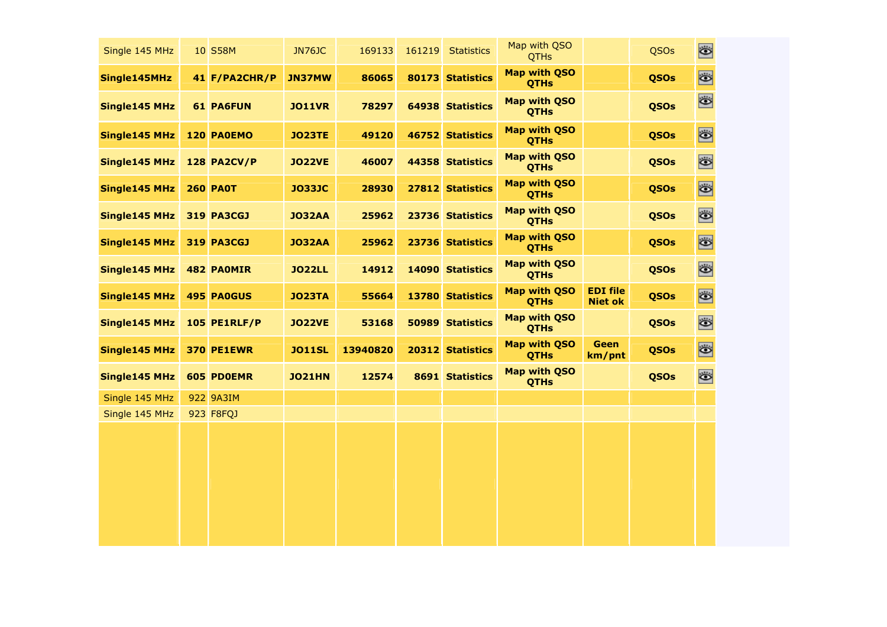| Single 145 MHz | 10 | S58M | JN76JC | 169133 | 161219 | Statistics | Map with QSO QTHs | | QSOs | |
|---|---|---|---|---|---|---|---|---|---|---|
| **Single145MHz** | **41** | **F/PA2CHR/P** | **JN37MW** | **86065** | **80173** | **Statistics** | **Map with QSO QTHs** | | **QSOs** | |
| **Single145 MHz** | **61** | **PA6FUN** | **JO11VR** | **78297** | **64938** | **Statistics** | **Map with QSO QTHs** | | **QSOs** | |
| **Single145 MHz** | **120** | **PA0EMO** | **JO23TE** | **49120** | **46752** | **Statistics** | **Map with QSO QTHs** | | **QSOs** | |
| **Single145 MHz** | **128** | **PA2CV/P** | **JO22VE** | **46007** | **44358** | **Statistics** | **Map with QSO QTHs** | | **QSOs** | |
| **Single145 MHz** | **260** | **PA0T** | **JO33JC** | **28930** | **27812** | **Statistics** | **Map with QSO QTHs** | | **QSOs** | |
| **Single145 MHz** | **319** | **PA3CGJ** | **JO32AA** | **25962** | **23736** | **Statistics** | **Map with QSO QTHs** | | **QSOs** | |
| **Single145 MHz** | **319** | **PA3CGJ** | **JO32AA** | **25962** | **23736** | **Statistics** | **Map with QSO QTHs** | | **QSOs** | |
| **Single145 MHz** | **482** | **PA0MIR** | **JO22LL** | **14912** | **14090** | **Statistics** | **Map with QSO QTHs** | | **QSOs** | |
| **Single145 MHz** | **495** | **PA0GUS** | **JO23TA** | **55664** | **13780** | **Statistics** | **Map with QSO QTHs** | **EDI file Niet ok** | **QSOs** | |
| **Single145 MHz** | **105** | **PE1RLF/P** | **JO22VE** | **53168** | **50989** | **Statistics** | **Map with QSO QTHs** | | **QSOs** | |
| **Single145 MHz** | **370** | **PE1EWR** | **JO11SL** | **13940820** | **20312** | **Statistics** | **Map with QSO QTHs** | **Geen km/pnt** | **QSOs** | |
| **Single145 MHz** | **605** | **PD0EMR** | **JO21HN** | **12574** | **8691** | **Statistics** | **Map with QSO QTHs** | | **QSOs** | |
| Single 145 MHz | 922 | 9A3IM | | | | | | | | |
| Single 145 MHz | 923 | F8FQJ | | | | | | | | |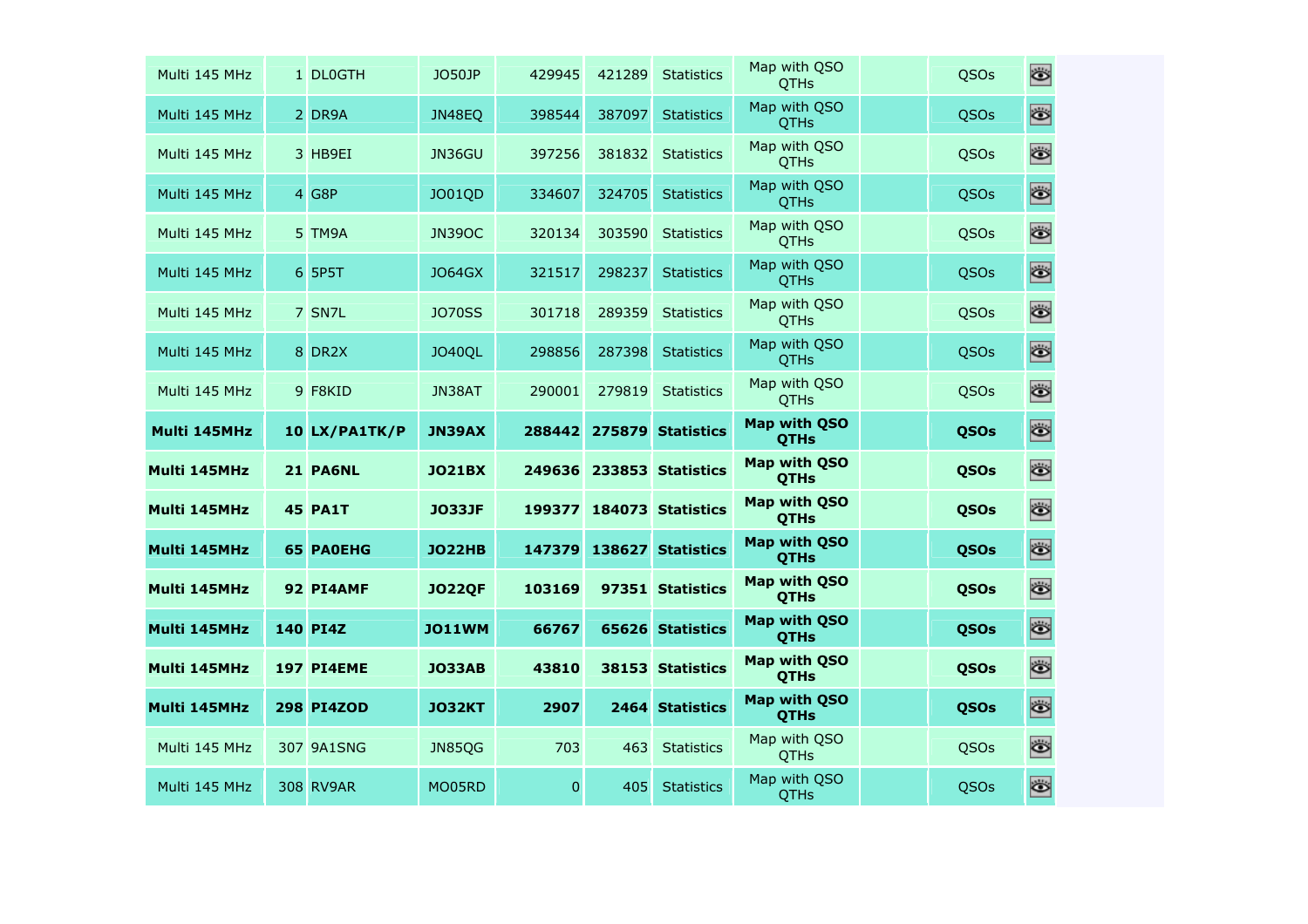| | | | | | | | | | | |
|---|---|---|---|---|---|---|---|---|---|---|
| Multi 145 MHz | 1 | DL0GTH | JO50JP | 429945 | 421289 | Statistics | Map with QSO QTHs | | QSOs | |
| Multi 145 MHz | 2 | DR9A | JN48EQ | 398544 | 387097 | Statistics | Map with QSO QTHs | | QSOs | |
| Multi 145 MHz | 3 | HB9EI | JN36GU | 397256 | 381832 | Statistics | Map with QSO QTHs | | QSOs | |
| Multi 145 MHz | 4 | G8P | JO01QD | 334607 | 324705 | Statistics | Map with QSO QTHs | | QSOs | |
| Multi 145 MHz | 5 | TM9A | JN39OC | 320134 | 303590 | Statistics | Map with QSO QTHs | | QSOs | |
| Multi 145 MHz | 6 | 5P5T | JO64GX | 321517 | 298237 | Statistics | Map with QSO QTHs | | QSOs | |
| Multi 145 MHz | 7 | SN7L | JO70SS | 301718 | 289359 | Statistics | Map with QSO QTHs | | QSOs | |
| Multi 145 MHz | 8 | DR2X | JO40QL | 298856 | 287398 | Statistics | Map with QSO QTHs | | QSOs | |
| Multi 145 MHz | 9 | F8KID | JN38AT | 290001 | 279819 | Statistics | Map with QSO QTHs | | QSOs | |
| **Multi 145MHz** | **10** | **LX/PA1TK/P** | **JN39AX** | **288442** | **275879** | **Statistics** | **Map with QSO QTHs** | | **QSOs** | |
| **Multi 145MHz** | **21** | **PA6NL** | **JO21BX** | **249636** | **233853** | **Statistics** | **Map with QSO QTHs** | | **QSOs** | |
| **Multi 145MHz** | **45** | **PA1T** | **JO33JF** | **199377** | **184073** | **Statistics** | **Map with QSO QTHs** | | **QSOs** | |
| **Multi 145MHz** | **65** | **PA0EHG** | **JO22HB** | **147379** | **138627** | **Statistics** | **Map with QSO QTHs** | | **QSOs** | |
| **Multi 145MHz** | **92** | **PI4AMF** | **JO22QF** | **103169** | **97351** | **Statistics** | **Map with QSO QTHs** | | **QSOs** | |
| **Multi 145MHz** | **140** | **PI4Z** | **JO11WM** | **66767** | **65626** | **Statistics** | **Map with QSO QTHs** | | **QSOs** | |
| **Multi 145MHz** | **197** | **PI4EME** | **JO33AB** | **43810** | **38153** | **Statistics** | **Map with QSO QTHs** | | **QSOs** | |
| **Multi 145MHz** | **298** | **PI4ZOD** | **JO32KT** | **2907** | **2464** | **Statistics** | **Map with QSO QTHs** | | **QSOs** | |
| Multi 145 MHz | 307 | 9A1SNG | JN85QG | 703 | 463 | Statistics | Map with QSO QTHs | | QSOs | |
| Multi 145 MHz | 308 | RV9AR | MO05RD | 0 | 405 | Statistics | Map with QSO QTHs | | QSOs | |